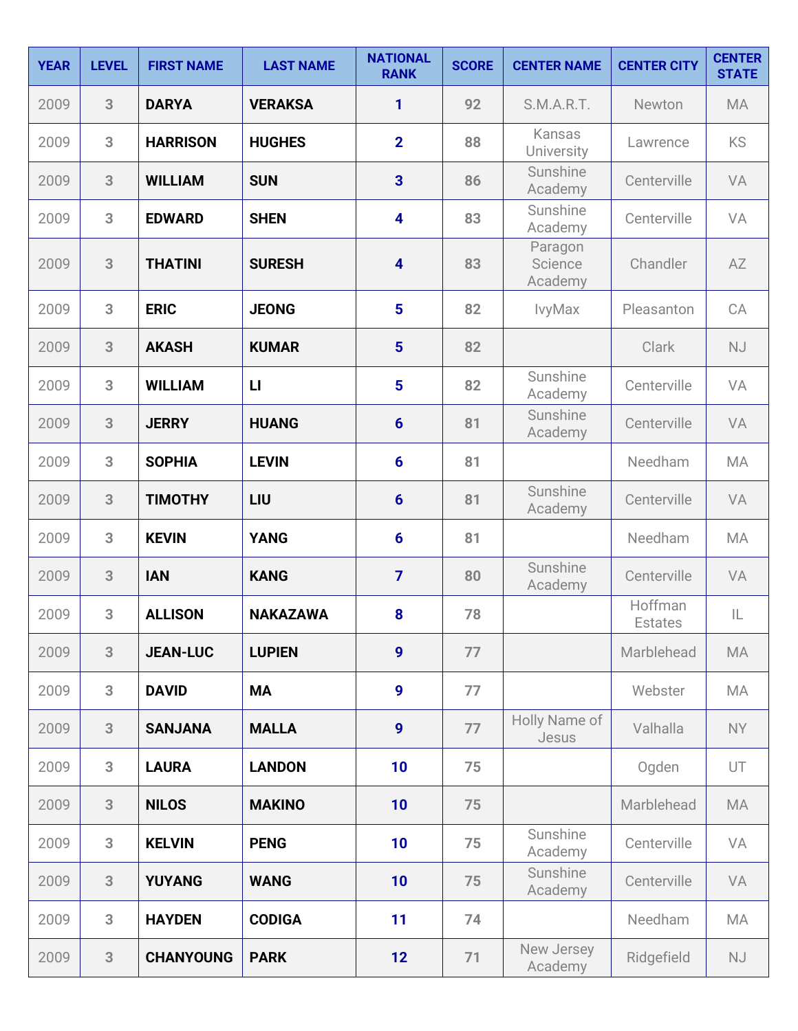| YEAR | LEVEL | FIRST NAME | LAST NAME | NATIONAL RANK | SCORE | CENTER NAME | CENTER CITY | CENTER STATE |
|---|---|---|---|---|---|---|---|---|
| 2009 | 3 | DARYA | VERAKSA | 1 | 92 | S.M.A.R.T. | Newton | MA |
| 2009 | 3 | HARRISON | HUGHES | 2 | 88 | Kansas University | Lawrence | KS |
| 2009 | 3 | WILLIAM | SUN | 3 | 86 | Sunshine Academy | Centerville | VA |
| 2009 | 3 | EDWARD | SHEN | 4 | 83 | Sunshine Academy | Centerville | VA |
| 2009 | 3 | THATINI | SURESH | 4 | 83 | Paragon Science Academy | Chandler | AZ |
| 2009 | 3 | ERIC | JEONG | 5 | 82 | IvyMax | Pleasanton | CA |
| 2009 | 3 | AKASH | KUMAR | 5 | 82 | | Clark | NJ |
| 2009 | 3 | WILLIAM | LI | 5 | 82 | Sunshine Academy | Centerville | VA |
| 2009 | 3 | JERRY | HUANG | 6 | 81 | Sunshine Academy | Centerville | VA |
| 2009 | 3 | SOPHIA | LEVIN | 6 | 81 | | Needham | MA |
| 2009 | 3 | TIMOTHY | LIU | 6 | 81 | Sunshine Academy | Centerville | VA |
| 2009 | 3 | KEVIN | YANG | 6 | 81 | | Needham | MA |
| 2009 | 3 | IAN | KANG | 7 | 80 | Sunshine Academy | Centerville | VA |
| 2009 | 3 | ALLISON | NAKAZAWA | 8 | 78 | | Hoffman Estates | IL |
| 2009 | 3 | JEAN-LUC | LUPIEN | 9 | 77 | | Marblehead | MA |
| 2009 | 3 | DAVID | MA | 9 | 77 | | Webster | MA |
| 2009 | 3 | SANJANA | MALLA | 9 | 77 | Holly Name of Jesus | Valhalla | NY |
| 2009 | 3 | LAURA | LANDON | 10 | 75 | | Ogden | UT |
| 2009 | 3 | NILOS | MAKINO | 10 | 75 | | Marblehead | MA |
| 2009 | 3 | KELVIN | PENG | 10 | 75 | Sunshine Academy | Centerville | VA |
| 2009 | 3 | YUYANG | WANG | 10 | 75 | Sunshine Academy | Centerville | VA |
| 2009 | 3 | HAYDEN | CODIGA | 11 | 74 | | Needham | MA |
| 2009 | 3 | CHANYOUNG | PARK | 12 | 71 | New Jersey Academy | Ridgefield | NJ |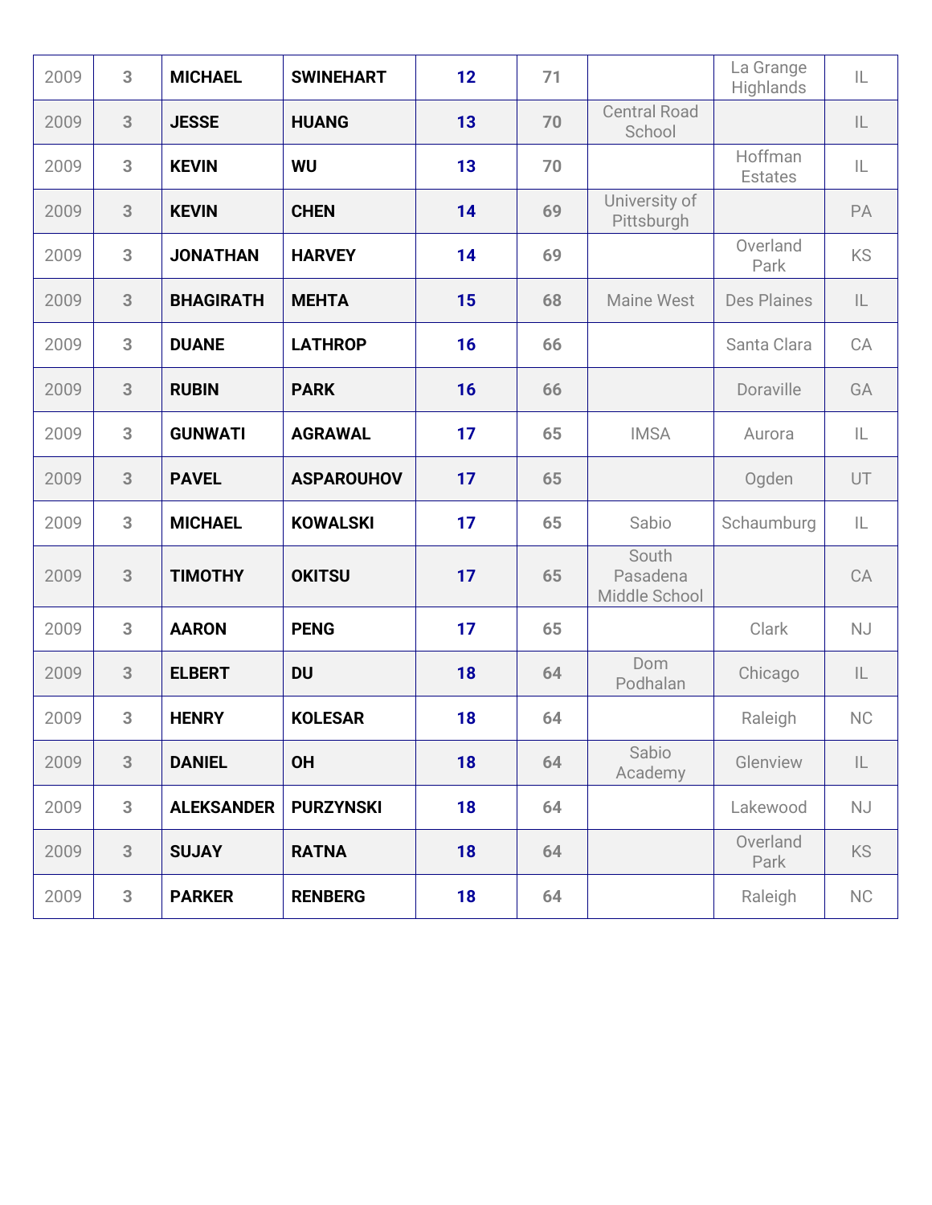| | | | | | | | | |
|---|---|---|---|---|---|---|---|---|
| 2009 | 3 | **MICHAEL** | **SWINEHART** | **12** | **71** | | La Grange Highlands | IL |
| 2009 | 3 | **JESSE** | **HUANG** | **13** | **70** | Central Road School | | IL |
| 2009 | 3 | **KEVIN** | **WU** | **13** | **70** | | Hoffman Estates | IL |
| 2009 | 3 | **KEVIN** | **CHEN** | **14** | **69** | University of Pittsburgh | | PA |
| 2009 | 3 | **JONATHAN** | **HARVEY** | **14** | **69** | | Overland Park | KS |
| 2009 | 3 | **BHAGIRATH** | **MEHTA** | **15** | **68** | Maine West | Des Plaines | IL |
| 2009 | 3 | **DUANE** | **LATHROP** | **16** | **66** | | Santa Clara | CA |
| 2009 | 3 | **RUBIN** | **PARK** | **16** | **66** | | Doraville | GA |
| 2009 | 3 | **GUNWATI** | **AGRAWAL** | **17** | **65** | IMSA | Aurora | IL |
| 2009 | 3 | **PAVEL** | **ASPAROUHOV** | **17** | **65** | | Ogden | UT |
| 2009 | 3 | **MICHAEL** | **KOWALSKI** | **17** | **65** | Sabio | Schaumburg | IL |
| 2009 | 3 | **TIMOTHY** | **OKITSU** | **17** | **65** | South Pasadena Middle School | | CA |
| 2009 | 3 | **AARON** | **PENG** | **17** | **65** | | Clark | NJ |
| 2009 | 3 | **ELBERT** | **DU** | **18** | **64** | Dom Podhalan | Chicago | IL |
| 2009 | 3 | **HENRY** | **KOLESAR** | **18** | **64** | | Raleigh | NC |
| 2009 | 3 | **DANIEL** | **OH** | **18** | **64** | Sabio Academy | Glenview | IL |
| 2009 | 3 | **ALEKSANDER** | **PURZYNSKI** | **18** | **64** | | Lakewood | NJ |
| 2009 | 3 | **SUJAY** | **RATNA** | **18** | **64** | | Overland Park | KS |
| 2009 | 3 | **PARKER** | **RENBERG** | **18** | **64** | | Raleigh | NC |